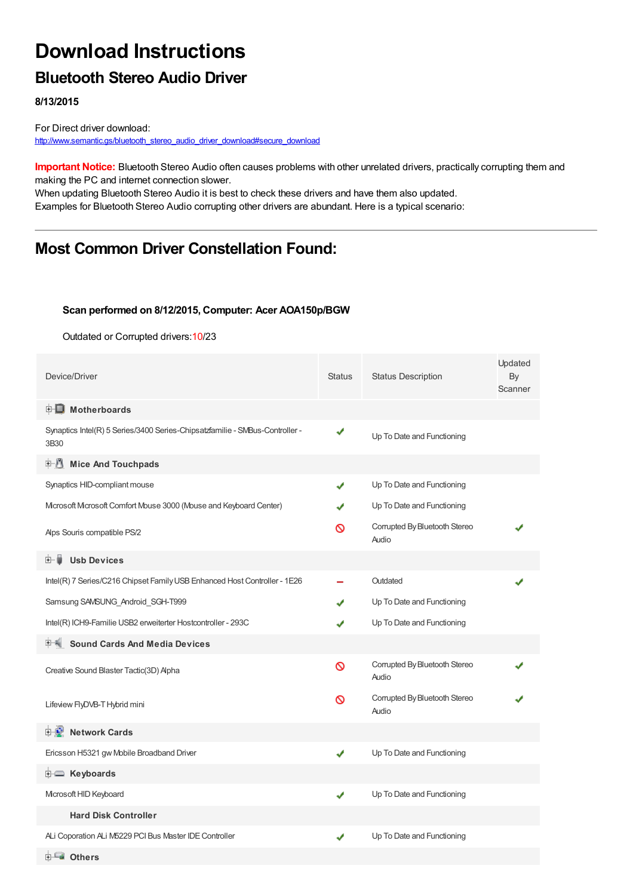# Download Instructions

## Bluetooth Stereo Audio Driver

**8/13/2015**

For Direct driver download:
http://www.semantic.gs/bluetooth_stereo_audio_driver_download#secure_download

**Important Notice:** Bluetooth Stereo Audio often causes problems with other unrelated drivers, practically corrupting them and making the PC and internet connection slower.
When updating Bluetooth Stereo Audio it is best to check these drivers and have them also updated.
Examples for Bluetooth Stereo Audio corrupting other drivers are abundant. Here is a typical scenario:

---

## Most Common Driver Constellation Found:

**Scan performed on 8/12/2015, Computer: Acer AOA150p/BGW**

Outdated or Corrupted drivers:10/23

| Device/Driver | Status | Status Description | Updated By Scanner |
|---|---|---|---|
| **Motherboards** | | | |
| Synaptics Intel(R) 5 Series/3400 Series-Chipsatzfamilie - SMBus-Controller - 3B30 | ✔ | Up To Date and Functioning | |
| **Mice And Touchpads** | | | |
| Synaptics HID-compliant mouse | ✔ | Up To Date and Functioning | |
| Microsoft Microsoft Comfort Mouse 3000 (Mouse and Keyboard Center) | ✔ | Up To Date and Functioning | |
| Alps Souris compatible PS/2 | ⊘ | Corrupted By Bluetooth Stereo Audio | ✔ |
| **Usb Devices** | | | |
| Intel(R) 7 Series/C216 Chipset Family USB Enhanced Host Controller - 1E26 | – | Outdated | ✔ |
| Samsung SAMSUNG_Android_SGH-T999 | ✔ | Up To Date and Functioning | |
| Intel(R) ICH9-Familie USB2 erweiterter Hostcontroller - 293C | ✔ | Up To Date and Functioning | |
| **Sound Cards And Media Devices** | | | |
| Creative Sound Blaster Tactic(3D) Alpha | ⊘ | Corrupted By Bluetooth Stereo Audio | ✔ |
| Lifeview FlyDVB-T Hybrid mini | ⊘ | Corrupted By Bluetooth Stereo Audio | ✔ |
| **Network Cards** | | | |
| Ericsson H5321 gw Mobile Broadband Driver | ✔ | Up To Date and Functioning | |
| **Keyboards** | | | |
| Microsoft HID Keyboard | ✔ | Up To Date and Functioning | |
| **Hard Disk Controller** | | | |
| ALi Coporation ALi M5229 PCI Bus Master IDE Controller | ✔ | Up To Date and Functioning | |
| **Others** | | | |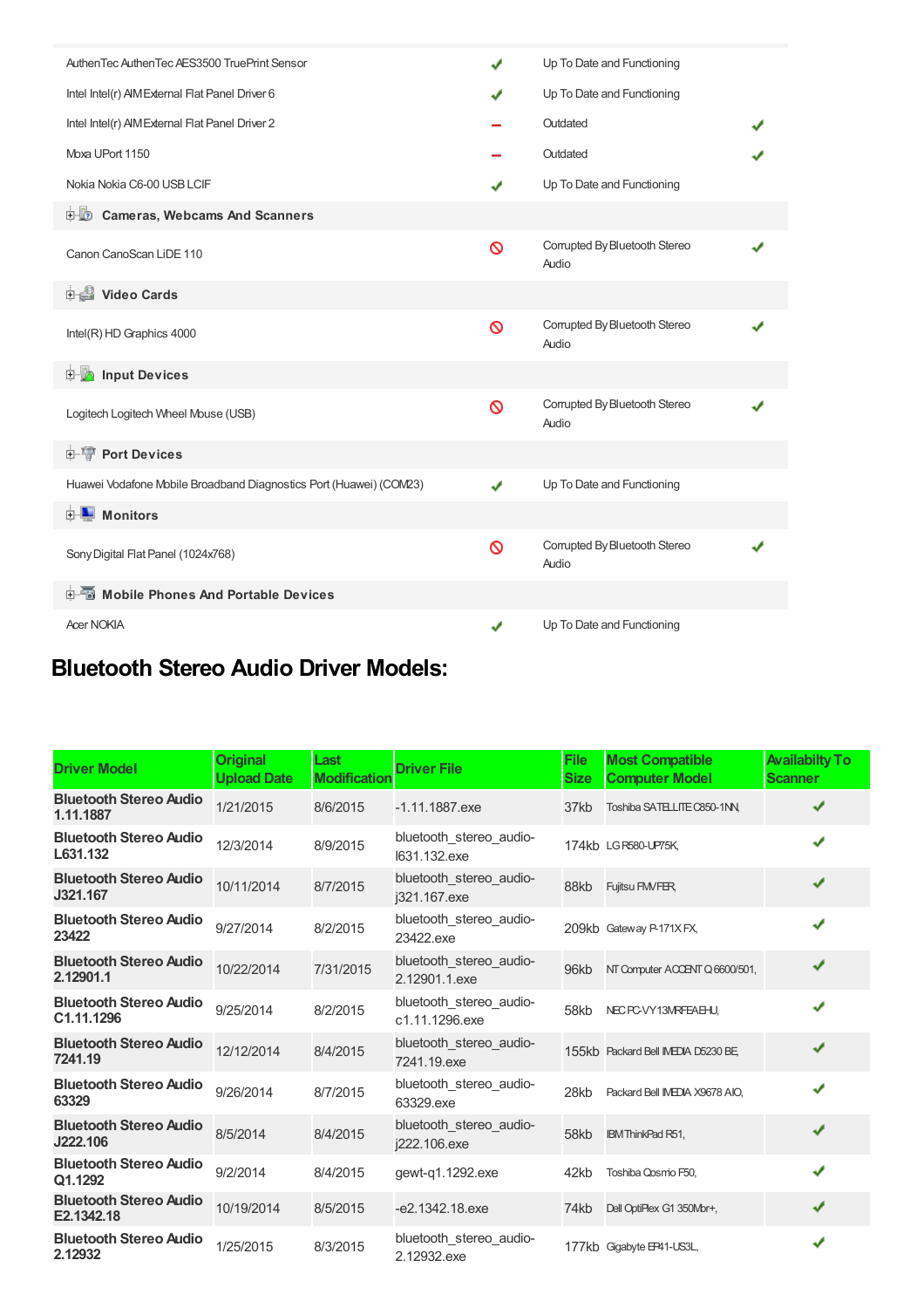| | | | |
|---|---|---|---|
| AuthenTec AuthenTec AES3500 TruePrint Sensor | ✔ | Up To Date and Functioning | |
| Intel Intel(r) AIM External Flat Panel Driver 6 | ✔ | Up To Date and Functioning | |
| Intel Intel(r) AIM External Flat Panel Driver 2 | – | Outdated | ✔ |
| Moxa UPort 1150 | – | Outdated | ✔ |
| Nokia Nokia C6-00 USB LCIF | ✔ | Up To Date and Functioning | |
| **Cameras, Webcams And Scanners** | | | |
| Canon CanoScan LiDE 110 | 🚫 | Corrupted By Bluetooth Stereo Audio | ✔ |
| **Video Cards** | | | |
| Intel(R) HD Graphics 4000 | 🚫 | Corrupted By Bluetooth Stereo Audio | ✔ |
| **Input Devices** | | | |
| Logitech Logitech Wheel Mouse (USB) | 🚫 | Corrupted By Bluetooth Stereo Audio | ✔ |
| **Port Devices** | | | |
| Huawei Vodafone Mobile Broadband Diagnostics Port (Huawei) (COM23) | ✔ | Up To Date and Functioning | |
| **Monitors** | | | |
| Sony Digital Flat Panel (1024x768) | 🚫 | Corrupted By Bluetooth Stereo Audio | ✔ |
| **Mobile Phones And Portable Devices** | | | |
| Acer NOKIA | ✔ | Up To Date and Functioning | |

## Bluetooth Stereo Audio Driver Models:

| Driver Model | Original Upload Date | Last Modification | Driver File | File Size | Most Compatible Computer Model | Availabilty To Scanner |
|---|---|---|---|---|---|---|
| **Bluetooth Stereo Audio 1.11.1887** | 1/21/2015 | 8/6/2015 | -1.11.1887.exe | 37kb | Toshiba SATELLITE C850-1NN, | ✔ |
| **Bluetooth Stereo Audio L631.132** | 12/3/2014 | 8/9/2015 | bluetooth_stereo_audio-l631.132.exe | 174kb | LG R580-UP75K, | ✔ |
| **Bluetooth Stereo Audio J321.167** | 10/11/2014 | 8/7/2015 | bluetooth_stereo_audio-j321.167.exe | 88kb | Fujitsu FMVFER, | ✔ |
| **Bluetooth Stereo Audio 23422** | 9/27/2014 | 8/2/2015 | bluetooth_stereo_audio-23422.exe | 209kb | Gateway P-171X FX, | ✔ |
| **Bluetooth Stereo Audio 2.12901.1** | 10/22/2014 | 7/31/2015 | bluetooth_stereo_audio-2.12901.1.exe | 96kb | NT Computer ACCENT Q 6600/501, | ✔ |
| **Bluetooth Stereo Audio C1.11.1296** | 9/25/2014 | 8/2/2015 | bluetooth_stereo_audio-c1.11.1296.exe | 58kb | NEC PC-VY13MRFEAEHU, | ✔ |
| **Bluetooth Stereo Audio 7241.19** | 12/12/2014 | 8/4/2015 | bluetooth_stereo_audio-7241.19.exe | 155kb | Packard Bell IMEDIA D5230 BE, | ✔ |
| **Bluetooth Stereo Audio 63329** | 9/26/2014 | 8/7/2015 | bluetooth_stereo_audio-63329.exe | 28kb | Packard Bell IMEDIA X9678 AIO, | ✔ |
| **Bluetooth Stereo Audio J222.106** | 8/5/2014 | 8/4/2015 | bluetooth_stereo_audio-j222.106.exe | 58kb | IBM ThinkPad R51, | ✔ |
| **Bluetooth Stereo Audio Q1.1292** | 9/2/2014 | 8/4/2015 | gewt-q1.1292.exe | 42kb | Toshiba Qosmio F50, | ✔ |
| **Bluetooth Stereo Audio E2.1342.18** | 10/19/2014 | 8/5/2015 | -e2.1342.18.exe | 74kb | Dell OptiPlex G1 350Mbr+, | ✔ |
| **Bluetooth Stereo Audio 2.12932** | 1/25/2015 | 8/3/2015 | bluetooth_stereo_audio-2.12932.exe | 177kb | Gigabyte EP41-US3L, | ✔ |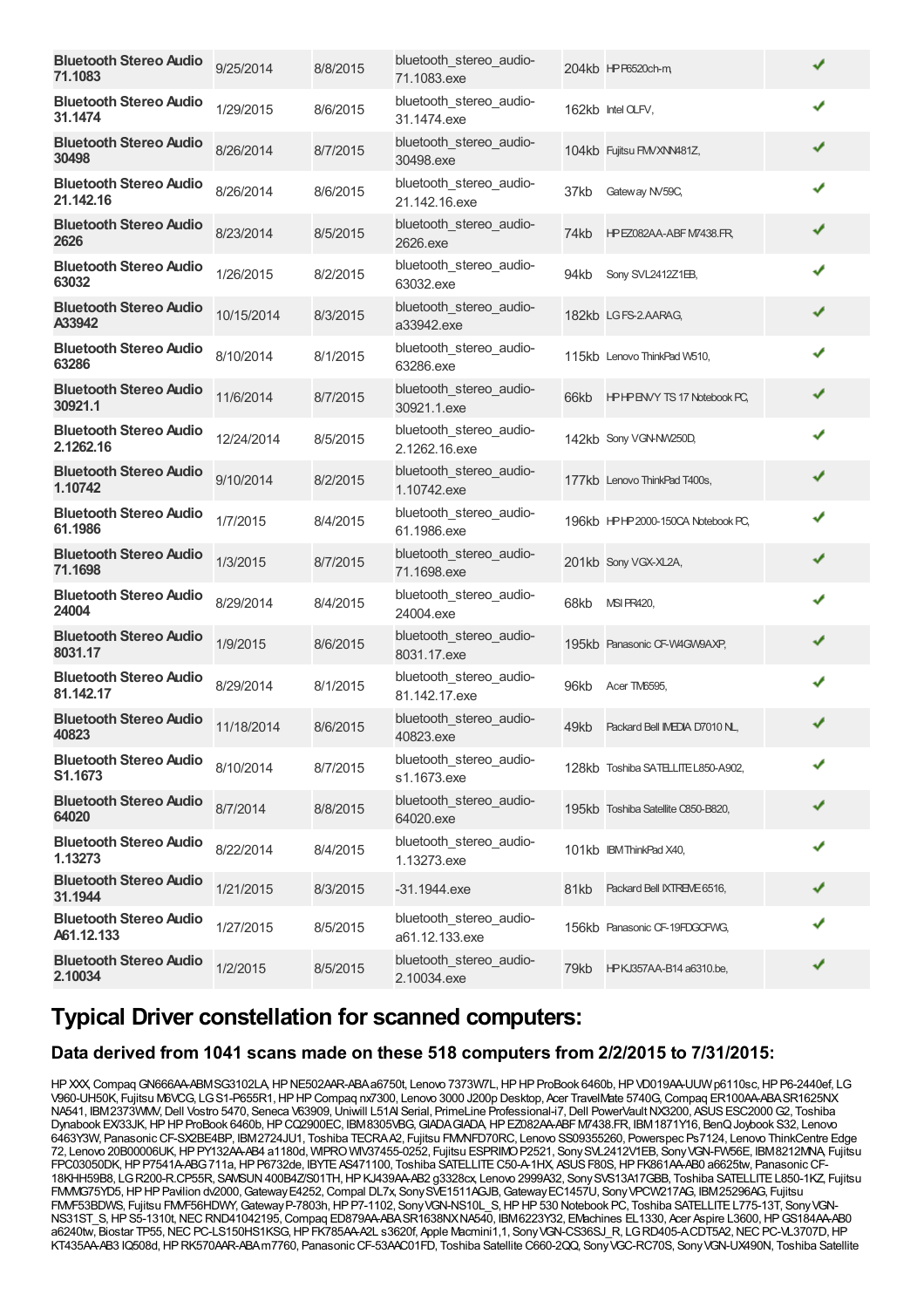| | | | | | | |
|---|---|---|---|---|---|---|
| **Bluetooth Stereo Audio 71.1083** | 9/25/2014 | 8/8/2015 | bluetooth_stereo_audio-71.1083.exe | 204kb | HP P6520ch-m, | ✔ |
| **Bluetooth Stereo Audio 31.1474** | 1/29/2015 | 8/6/2015 | bluetooth_stereo_audio-31.1474.exe | 162kb | Intel OLFV, | ✔ |
| **Bluetooth Stereo Audio 30498** | 8/26/2014 | 8/7/2015 | bluetooth_stereo_audio-30498.exe | 104kb | Fujitsu FMVXNN481Z, | ✔ |
| **Bluetooth Stereo Audio 21.142.16** | 8/26/2014 | 8/6/2015 | bluetooth_stereo_audio-21.142.16.exe | 37kb | Gateway NV59C, | ✔ |
| **Bluetooth Stereo Audio 2626** | 8/23/2014 | 8/5/2015 | bluetooth_stereo_audio-2626.exe | 74kb | HP EZ082AA-ABF M7438.FR, | ✔ |
| **Bluetooth Stereo Audio 63032** | 1/26/2015 | 8/2/2015 | bluetooth_stereo_audio-63032.exe | 94kb | Sony SVL2412Z1EB, | ✔ |
| **Bluetooth Stereo Audio A33942** | 10/15/2014 | 8/3/2015 | bluetooth_stereo_audio-a33942.exe | 182kb | LG FS-2.AARAG, | ✔ |
| **Bluetooth Stereo Audio 63286** | 8/10/2014 | 8/1/2015 | bluetooth_stereo_audio-63286.exe | 115kb | Lenovo ThinkPad W510, | ✔ |
| **Bluetooth Stereo Audio 30921.1** | 11/6/2014 | 8/7/2015 | bluetooth_stereo_audio-30921.1.exe | 66kb | HP HP ENVY TS 17 Notebook PC, | ✔ |
| **Bluetooth Stereo Audio 2.1262.16** | 12/24/2014 | 8/5/2015 | bluetooth_stereo_audio-2.1262.16.exe | 142kb | Sony VGN-NW250D, | ✔ |
| **Bluetooth Stereo Audio 1.10742** | 9/10/2014 | 8/2/2015 | bluetooth_stereo_audio-1.10742.exe | 177kb | Lenovo ThinkPad T400s, | ✔ |
| **Bluetooth Stereo Audio 61.1986** | 1/7/2015 | 8/4/2015 | bluetooth_stereo_audio-61.1986.exe | 196kb | HP HP 2000-150CA Notebook PC, | ✔ |
| **Bluetooth Stereo Audio 71.1698** | 1/3/2015 | 8/7/2015 | bluetooth_stereo_audio-71.1698.exe | 201kb | Sony VGX-XL2A, | ✔ |
| **Bluetooth Stereo Audio 24004** | 8/29/2014 | 8/4/2015 | bluetooth_stereo_audio-24004.exe | 68kb | MSI PR420, | ✔ |
| **Bluetooth Stereo Audio 8031.17** | 1/9/2015 | 8/6/2015 | bluetooth_stereo_audio-8031.17.exe | 195kb | Panasonic CF-W4GW9AXP, | ✔ |
| **Bluetooth Stereo Audio 81.142.17** | 8/29/2014 | 8/1/2015 | bluetooth_stereo_audio-81.142.17.exe | 96kb | Acer TM6595, | ✔ |
| **Bluetooth Stereo Audio 40823** | 11/18/2014 | 8/6/2015 | bluetooth_stereo_audio-40823.exe | 49kb | Packard Bell IMEDIA D7010 NL, | ✔ |
| **Bluetooth Stereo Audio S1.1673** | 8/10/2014 | 8/7/2015 | bluetooth_stereo_audio-s1.1673.exe | 128kb | Toshiba SATELLITE L850-A902, | ✔ |
| **Bluetooth Stereo Audio 64020** | 8/7/2014 | 8/8/2015 | bluetooth_stereo_audio-64020.exe | 195kb | Toshiba Satellite C850-B820, | ✔ |
| **Bluetooth Stereo Audio 1.13273** | 8/22/2014 | 8/4/2015 | bluetooth_stereo_audio-1.13273.exe | 101kb | IBM ThinkPad X40, | ✔ |
| **Bluetooth Stereo Audio 31.1944** | 1/21/2015 | 8/3/2015 | -31.1944.exe | 81kb | Packard Bell IXTREME 6516, | ✔ |
| **Bluetooth Stereo Audio A61.12.133** | 1/27/2015 | 8/5/2015 | bluetooth_stereo_audio-a61.12.133.exe | 156kb | Panasonic CF-19FDGCFWG, | ✔ |
| **Bluetooth Stereo Audio 2.10034** | 1/2/2015 | 8/5/2015 | bluetooth_stereo_audio-2.10034.exe | 79kb | HP KJ357AA-B14 a6310.be, | ✔ |

## Typical Driver constellation for scanned computers:

### Data derived from 1041 scans made on these 518 computers from 2/2/2015 to 7/31/2015:

HP XXX, Compaq GN666AA-ABM SG3102LA, HP NE502AAR-ABA a6750t, Lenovo 7373W7L, HP HP ProBook 6460b, HP VD019AA-UUW p6110sc, HP P6-2440ef, LG V960-UH50K, Fujitsu M6VCG, LG S1-P655R1, HP HP Compaq nx7300, Lenovo 3000 J200p Desktop, Acer TravelMate 5740G, Compaq ER100AA-ABA SR1625NX NA541, IBM 2373WMV, Dell Vostro 5470, Seneca V63909, Uniwill L51AI Serial, PrimeLine Professional-i7, Dell PowerVault NX3200, ASUS ESC2000 G2, Toshiba Dynabook EX/33JK, HP HP ProBook 6460b, HP CQ2900EC, IBM 8305VBG, GIADA GIADA, HP EZ082AA-ABF M7438.FR, IBM 1871Y16, BenQ Joybook S32, Lenovo 6463Y3W, Panasonic CF-SX2BE4BP, IBM 2724JU1, Toshiba TECRA A2, Fujitsu FMMFD70RC, Lenovo SS09355260, Powerspec Ps7124, Lenovo ThinkCentre Edge 72, Lenovo 20B00006UK, HP PY132AA-AB4 a1180d, WIPRO WIV37455-0252, Fujitsu ESPRIMO P2521, Sony SVL2412V1EB, Sony VGN-FW56E, IBM 8212MNA, Fujitsu FPC03050DK, HP P7541A-ABG 711a, HP P6732de, IBYTE AS471100, Toshiba SATELLITE C50-A-1HX, ASUS F80S, HP FK861AA-AB0 a6625tw, Panasonic CF-18KHH59B8, LG R200-R.CP55R, SAMSUN 400B4Z/S01TH, HP KJ439AA-AB2 g3328cx, Lenovo 2999A32, Sony SVS13A17GBB, Toshiba SATELLITE L850-1KZ, Fujitsu FMMG75YD5, HP HP Pavilion dv2000, Gateway E4252, Compal DL7x, Sony SVE1511AGJB, Gateway EC1457U, Sony VPCW217AG, IBM 25296AG, Fujitsu FMVF53BDWS, Fujitsu FMVF56HDWY, Gateway P-7803h, HP P7-1102, Sony VGN-NS10L_S, HP HP 530 Notebook PC, Toshiba SATELLITE L775-13T, Sony VGN-NS31ST_S, HP S5-1310t, NEC RND41042195, Compaq ED879AA-ABA SR1638NX NA540, IBM 6223Y32, EMachines EL1330, Acer Aspire L3600, HP GS184AA-AB0 a6240tw, Biostar TP55, NEC PC-LS150HS1KSG, HP FK785AA-A2L s3620f, Apple Macmini1,1, Sony VGN-CS36SJ_R, LG RD405-A.CDT5A2, NEC PC-VL3707D, HP KT435AA-AB3 IQ508d, HP RK570AAR-ABA m7760, Panasonic CF-53AAC01FD, Toshiba Satellite C660-2QQ, Sony VGC-RC70S, Sony VGN-UX490N, Toshiba Satellite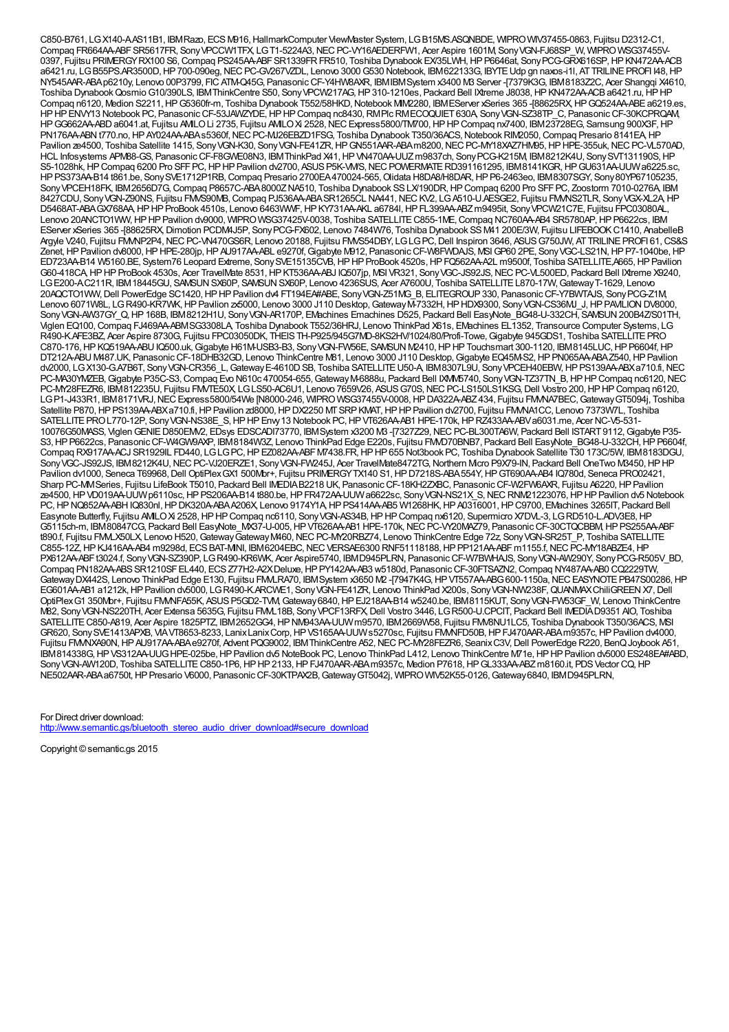C850-B761, LG X140-A.AS11B1, IBM Razo, ECS M916, HallmarkComputer ViewMaster System, LG B15MS.ASQNBDE, WIPRO WIV37455-0863, Fujitsu D2312-C1, Compaq FR664AA-ABF SR5617FR, Sony VPCCW1TFX, LG T1-5224A3, NEC PC-VY16AEDERFW1, Acer Aspire 1601M, Sony VGN-FJ68SP_W, WIPRO WSG37455V-0397, Fujitsu PRIMERGY RX100 S6, Compaq PS245AA-ABF SR1339FR FR510, Toshiba Dynabook EX/35LWH, HP P6646at, Sony PCG-GRX616SP, HP KN472AA-ACB a6421.ru, LG B55PS.AR3500D, HP 700-090eg, NEC PC-GV267VZDL, Lenovo 3000 G530 Notebook, IBM 622133G, IBYTE Udp gn naxos-i1l, AT TRILINE PROFI I48, HP NY545AAR-ABA p6210y, Lenovo 00P3799, FIC ATM-Q45G, Panasonic CF-Y4HW8AXR, IBM IBM System x3400 M3 Server -[7379K3G, IBM 8183Z2C, Acer Shangqi X4610, Toshiba Dynabook Qosmio G10/390LS, IBM ThinkCentre S50, Sony VPCW217AG, HP 310-1210es, Packard Bell IXtreme J8038, HP KN472AA-ACB a6421.ru, HP HP Compaq n6120, Medion S2211, HP G5360fr-m, Toshiba Dynabook T552/58HKD, Notebook MIM2280, IBM EServer xSeries 365 -[88625RX, HP GQ524AA-ABE a6219.es, HP HP ENVY13 Notebook PC, Panasonic CF-53JAWZYDE, HP HP Compaq nc8430, RM Plc RM ECOQUIET 630A, Sony VGN-SZ38TP_C, Panasonic CF-30KCPRQAM, HP GG662AA-ABD a6041.at, Fujitsu AMILO Li 2735, Fujitsu AMILO Xi 2528, NEC Express5800/TM700, HP HP Compaq nx7400, IBM 23728EG, Samsung 900X3F, HP PN176AA-ABN t770.no, HP AY024AA-ABA s5360f, NEC PC-MJ26EBZD1FSG, Toshiba Dynabook T350/36ACS, Notebook RIM2050, Compaq Presario 8141EA, HP Pavilion ze4500, Toshiba Satellite 1415, Sony VGN-K30, Sony VGN-FE41ZR, HP GN551AAR-ABA m8200, NEC PC-MY18XAZ7HM95, HP HPE-355uk, NEC PC-VL570AD, HCL Infosystems APM88-GS, Panasonic CF-F8GWE08N3, IBM ThinkPad X41, HP VN470AA-UUZ m9837ch, Sony PCG-K215M, IBM 8212K4U, Sony SVT131190S, HP S5-1028hk, HP Compaq 6200 Pro SFF PC, HP HP Pavilion dv2700, ASUS P5K-VM/S, NEC POWERMATE RD391161295, IBM 8141KGR, HP GU631AA-UUW a6225.sc, HP PS373AA-B14 t861.be, Sony SVE1712P1RB, Compaq Presario 2700EA 470024-565, Olidata H8DA8/H8DAR, HP P6-2463eo, IBM 8307SGY, Sony 80YP67105235, Sony VPCEH18FK, IBM 2656D7G, Compaq P8657C-ABA 8000Z NA510, Toshiba Dynabook SS LX/190DR, HP Compaq 6200 Pro SFF PC, Zoostorm 7010-0276A, IBM 8427CDU, Sony VGN-Z90NS, Fujitsu FMVS90MB, Compaq PJ536AA-ABA SR1265CL NA441, NEC KV2, LG A510-U.AESGE2, Fujitsu FMVNS2TLR, Sony VGX-XL2A, HP D5468AT-ABA GX768AA, HP HP ProBook 4510s, Lenovo 6463WWF, HP KY731AA-AKL a6784l, HP FL399AA-ABZ m9495it, Sony VPCW21C7E, Fujitsu FPC03080AL, Lenovo 20ANCTO1WW, HP HP Pavilion dv9000, WIPRO WSG37425V-0038, Toshiba SATELLITE C855-1ME, Compaq NC760AA-AB4 SR5780AP, HP P6622cs, IBM EServer xSeries 365 -[88625RX, Dimotion PCDM4J5P, Sony PCG-FX602, Lenovo 7484W76, Toshiba Dynabook SS M41 200E/3W, Fujitsu LIFEBOOK C1410, AnabelleB Argyle V240, Fujitsu FMVNP2P4, NEC PC-VN470GS6R, Lenovo 20188, Fujitsu FMVS54DBY, LG LG PC, Dell Inspiron 3646, ASUS G750JW, AT TRILINE PROFI 61, CS&S Zenet, HP Pavilion dv8000, HP HPE-280jp, HP AU917AA-ABL e9270f, Gigabyte M912, Panasonic CF-W8FWDAJS, MSI GP60 2PE, Sony VGC-LS21N, HP P7-1040be, HP ED723AA-B14 W5160.BE, System76 Leopard Extreme, Sony SVE15135CVB, HP HP ProBook 4520s, HP FQ562AA-A2L m9500f, Toshiba SATELLITE,A665, HP Pavilion G60-418CA, HP HP ProBook 4530s, Acer TravelMate 8531, HP KT536AA-ABJ IQ507jp, MSI VR321, Sony VGC-JS92JS, NEC PC-VL500ED, Packard Bell IXtreme X9240, LG E200-A.C211R, IBM 18445GU, SAMSUN SX60P, SAMSUN SX60P, Lenovo 4236SUS, Acer A7600U, Toshiba SATELLITE L870-17W, Gateway T-1629, Lenovo 20AQCTO1WW, Dell PowerEdge SC1420, HP HP Pavilion dv4 FT194EA#ABE, Sony VGN-Z51MG_B, ELITEGROUP 330, Panasonic CF-Y7BWTAJS, Sony PCG-Z1M, Lenovo 6071W8L, LG R490-KR7WK, HP Pavilion zx5000, Lenovo 3000 J110 Desktop, Gateway M-7332H, HP HDX9300, Sony VGN-CS36MJ_J, HP PAVILION DV8000, Sony VGN-AW37GY_Q, HP 168B, IBM 8212H1U, Sony VGN-AR170P, EMachines Emachines D525, Packard Bell EasyNote_BG48-U-332CH, SAMSUN 200B4Z/S01TH, Viglen EQ100, Compaq FJ469AA-ABM SG3308LA, Toshiba Dynabook T552/36HRJ, Lenovo ThinkPad X61s, EMachines EL1352, Transource Computer Systems, LG R490-K.AFE3BZ, Acer Aspire 8730G, Fujitsu FPC03050DK, THEIS TH-P925/945G7MD-8KS2HV/1024/80/Profi-Towe, Gigabyte 945GDS1, Toshiba SATELLITE PRO C870-176, HP KQ519AA-ABU IQ500.uk, Gigabyte H61M-USB3-B3, Sony VGN-FW56E, SAMSUN M2410, HP HP Touchsmart 300-1120, IBM 8145LUC, HP P6604f, HP DT212A-ABU M487.UK, Panasonic CF-18DHB32GD, Lenovo ThinkCentre M81, Lenovo 3000 J110 Desktop, Gigabyte EQ45M-S2, HP PN065AA-ABA Z540, HP Pavilion dv2000, LG X130-G.A7B6T, Sony VGN-CR356_L, Gateway E-4610D SB, Toshiba SATELLITE U50-A, IBM 8307L9U, Sony VPCEH40EBW, HP PS139AA-ABX a710.fi, NEC PC-MA30YMZEB, Gigabyte P35C-S3, Compaq Evo N610c 470054-655, Gateway M-6888u, Packard Bell IXMM5740, Sony VGN-TZ37TN_B, HP HP Compaq nc6120, NEC PC-MY28FEZR6, IBM 812235U, Fujitsu FMVTE50X, LG LS50-AC6U1, Lenovo 7659V26, ASUS G70S, NEC PC-LS150LS1KSG, Dell Vostro 200, HP HP Compaq n6120, LG P1-J433R1, IBM 8171VRJ, NEC Express5800/54We [N8000-246, WIPRO WSG37455V-0008, HP DA322A-ABZ 434, Fujitsu FMVNA7BEC, Gateway GT5094j, Toshiba Satellite P870, HP PS139AA-ABX a710.fi, HP Pavilion zd8000, HP DX2250 MT SRP KMAT, HP HP Pavilion dv2700, Fujitsu FMVNA1CC, Lenovo 7373W7L, Toshiba SATELLITE PRO L770-12P, Sony VGN-NS38E_S, HP HP Envy 13 Notebook PC, HP VT626AA-AB1 HPE-170k, HP RZ433AA-ABV a6031.me, Acer NC-V5-531-10076G50MASS, Viglen GENIE D850EMV2, EDsys EDSCADI73770, IBM System x3200 M3 -[7327Z29, NEC PC-BL300TA6W, Packard Bell ISTART 9112, Gigabyte P35-S3, HP P6622cs, Panasonic CF-W4GW9AXP, IBM 8184W3Z, Lenovo ThinkPad Edge E220s, Fujitsu FMVD70BNB7, Packard Bell EasyNote_BG48-U-332CH, HP P6604f, Compaq RX917AA-ACJ SR1929IL FD440, LG LG PC, HP EZ082AA-ABF M7438.FR, HP HP 655 Not3book PC, Toshiba Dynabook Satellite T30 173C/5W, IBM 8183DGU, Sony VGC-JS92JS, IBM 8212K4U, NEC PC-VJ20ERZE1, Sony VGN-FW245J, Acer TravelMate8472TG, Northern Micro P9X79-IN, Packard Bell OneTwo M3450, HP HP Pavilion dv1000, Seneca T69968, Dell OptiPlex GX1 500Mbr+, Fujitsu PRIMERGY TX140 S1, HP D7218S-ABA 554Y, HP GT690AA-AB4 IQ780d, Seneca PRO02421, Sharp PC-MM Series, Fujitsu LifeBook T5010, Packard Bell IMEDIA B2218 UK, Panasonic CF-18KH2ZXBC, Panasonic CF-W2FW6AXR, Fujitsu A6220, HP Pavilion ze4500, HP VD019AA-UUW p6110sc, HP PS206AA-B14 t880.be, HP FR472AA-UUW a6622sc, Sony VGN-NS21X_S, NEC RNM21223076, HP HP Pavilion dv5 Notebook PC, HP NQ852AA-ABH IQ830nl, HP DK320A-ABA A206X, Lenovo 9174Y1A, HP PS414AA-AB5 W1268HK, HP A0316001, HP C9700, EMachines 3265IT, Packard Bell Easynote Butterfly, Fujitsu AMILO Xi 2528, HP HP Compaq nc6110, Sony VGN-AS34B, HP HP Compaq nx6120, Supermicro X7DVL-3, LG RD510-L.ADV3E8, HP G5115ch-m, IBM 80847CG, Packard Bell EasyNote_MX37-U-005, HP VT626AA-AB1 HPE-170k, NEC PC-VY20MAZ79, Panasonic CF-30CTQCBBM, HP PS255AA-ABF t890.f, Fujitsu FMLX50LX, Lenovo H520, Gateway Gateway M460, NEC PC-MY20RBZ74, Lenovo ThinkCentre Edge 72z, Sony VGN-SR25T_P, Toshiba SATELLITE C855-12Z, HP KJ416AA-AB4 m9298d, ECS BAT-MINI, IBM 6204EBC, NEC VERSAE6300 RNF51118188, HP PP121AA-ABF m1155.f, NEC PC-MY18ABZE4, HP PX612AA-ABF t3024.f, Sony VGN-SZ390P, LG R490-KR6WK, Acer Aspire5740, IBM D945PLRN, Panasonic CF-W7BWHAJS, Sony VGN-AW290Y, Sony PCG-R505V_BD, Compaq PN182AA-ABS SR1210SF EL440, ECS Z77H2-A2X Deluxe, HP PY142AA-AB3 w5180d, Panasonic CF-30FTSAZN2, Compaq NY487AA-AB0 CQ2229TW, Gateway DX442S, Lenovo ThinkPad Edge E130, Fujitsu FMVLRA70, IBM System x3650 M2 -[7947K4G, HP VT557AA-ABG 600-1150a, NEC EASYNOTE PB47S00286, HP EG601AA-AB1 a1212k, HP Pavilion dv5000, LG R490-K.ARCWE1, Sony VGN-FE41ZR, Lenovo ThinkPad X200s, Sony VGN-NW238F, QUANMAX ChiliGREEN X7, Dell OptiPlex G1 350Mbr+, Fujitsu FMVNFA55K, ASUS P5GD2-TVM, Gateway 6840, HP EJ218AA-B14 w5240.be, IBM 8115KUT, Sony VGN-FW53GF_W, Lenovo ThinkCentre M82, Sony VGN-NS220TH, Acer Extensa 5635G, Fujitsu FMVL18B, Sony VPCF13RFX, Dell Vostro 3446, LG R500-U.CPCIT, Packard Bell IMEDIA D9351 AIO, Toshiba SATELLITE C850-A819, Acer Aspire 1825PTZ, IBM 2652GG4, HP NM943AA-UUW m9570, IBM 2669W58, Fujitsu FMV8NU1LC5, Toshiba Dynabook T350/36ACS, MSI GR620, Sony SVE1413APXB, VIA VT8653-8233, Lanix Lanix Corp, HP VS165AA-UUW s5270sc, Fujitsu FMVNFD50B, HP FJ470AAR-ABA m9357c, HP Pavilion dv4000, Fujitsu FMVNXA90N, HP AU917AA-ABA e9270f, Advent PQG9002, IBM ThinkCentre A52, NEC PC-MY28FEZR6, Seanix C3V, Dell PowerEdge R220, BenQ Joybook A51, IBM 814338G, HP VS312AA-UUG HPE-025be, HP Pavilion dv5 NoteBook PC, Lenovo ThinkPad L412, Lenovo ThinkCentre M71e, HP HP Pavilion dv5000 ES248EA#ABD, Sony VGN-AW120D, Toshiba SATELLITE C850-1P6, HP HP 2133, HP FJ470AAR-ABA m9357c, Medion P7618, HP GL333AA-ABZ m8160.it, PDS Vector CQ, HP NE502AAR-ABA a6750t, HP Presario V6000, Panasonic CF-30KTPAX2B, Gateway GT5042j, WIPRO WIV52K55-0126, Gateway 6840, IBM D945PLRN,

For Direct driver download:
http://www.semantic.gs/bluetooth_stereo_audio_driver_download#secure_download

Copyright © semantic.gs 2015